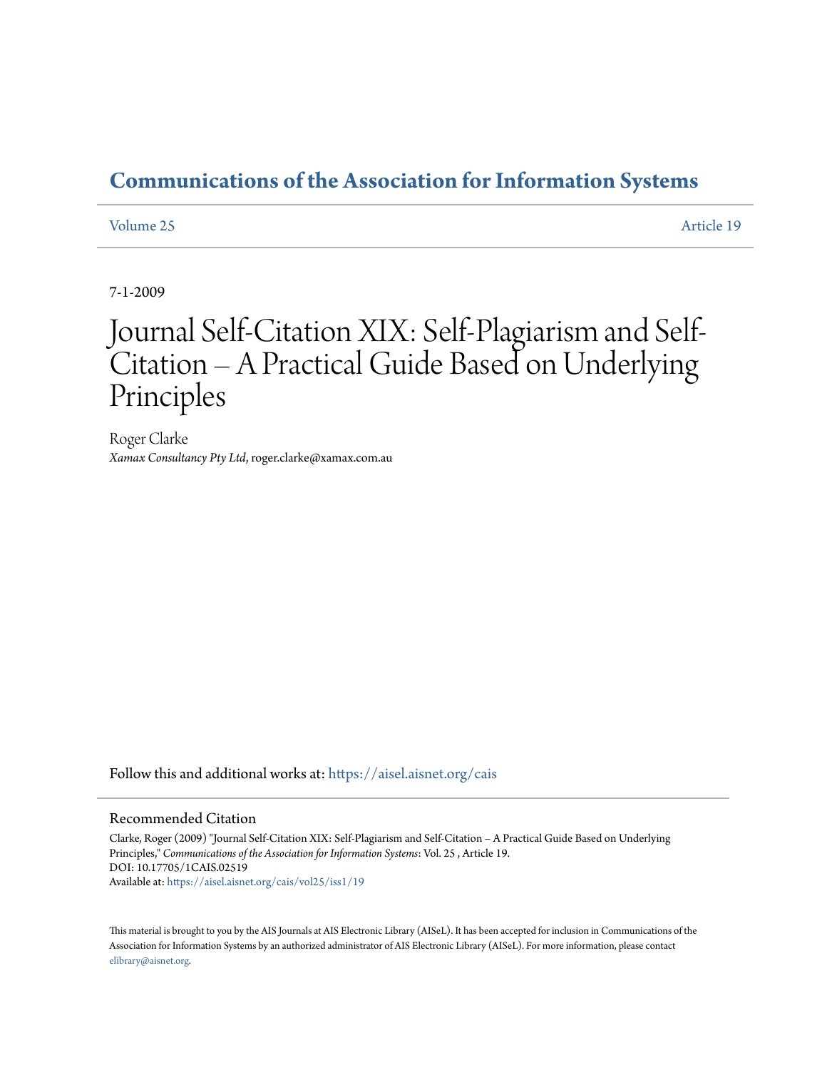# Communications of the Association for Information Systems

Volume 25 Article 19

7-1-2009

# Journal Self-Citation XIX: Self-Plagiarism and Self-Citation – A Practical Guide Based on Underlying Principles

Roger Clarke
*Xamax Consultancy Pty Ltd*, roger.clarke@xamax.com.au

Follow this and additional works at: https://aisel.aisnet.org/cais

## Recommended Citation

Clarke, Roger (2009) "Journal Self-Citation XIX: Self-Plagiarism and Self-Citation – A Practical Guide Based on Underlying Principles," *Communications of the Association for Information Systems*: Vol. 25 , Article 19.
DOI: 10.17705/1CAIS.02519
Available at: https://aisel.aisnet.org/cais/vol25/iss1/19

This material is brought to you by the AIS Journals at AIS Electronic Library (AISeL). It has been accepted for inclusion in Communications of the Association for Information Systems by an authorized administrator of AIS Electronic Library (AISeL). For more information, please contact elibrary@aisnet.org.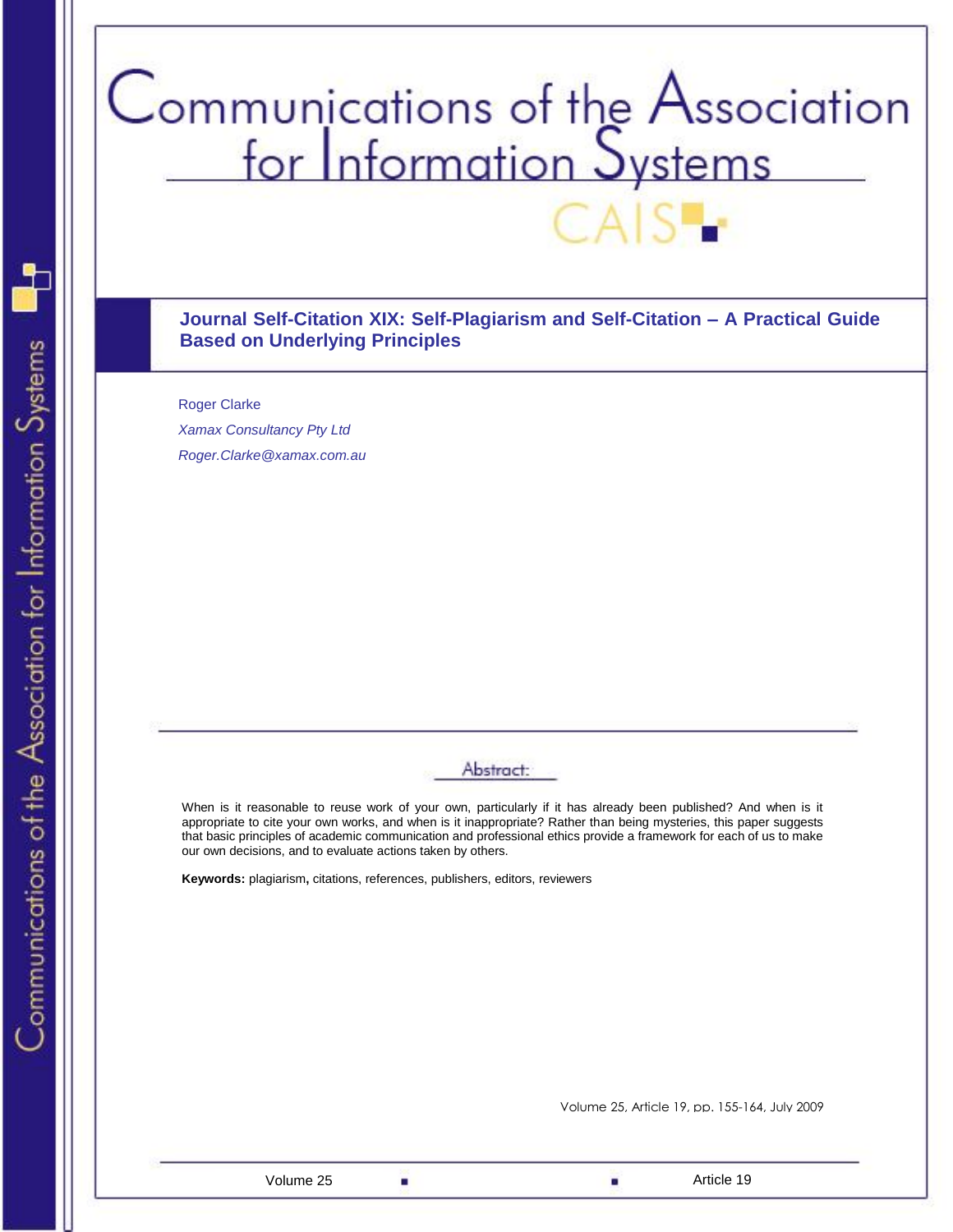# Journal Self-Citation XIX: Self-Plagiarism and Self-Citation – A Practical Guide Based on Underlying Principles

Roger Clarke

*Xamax Consultancy Pty Ltd*

*Roger.Clarke@xamax.com.au*

## Abstract:

When is it reasonable to reuse work of your own, particularly if it has already been published? And when is it appropriate to cite your own works, and when is it inappropriate? Rather than being mysteries, this paper suggests that basic principles of academic communication and professional ethics provide a framework for each of us to make our own decisions, and to evaluate actions taken by others.

**Keywords:** plagiarism**,** citations, references, publishers, editors, reviewers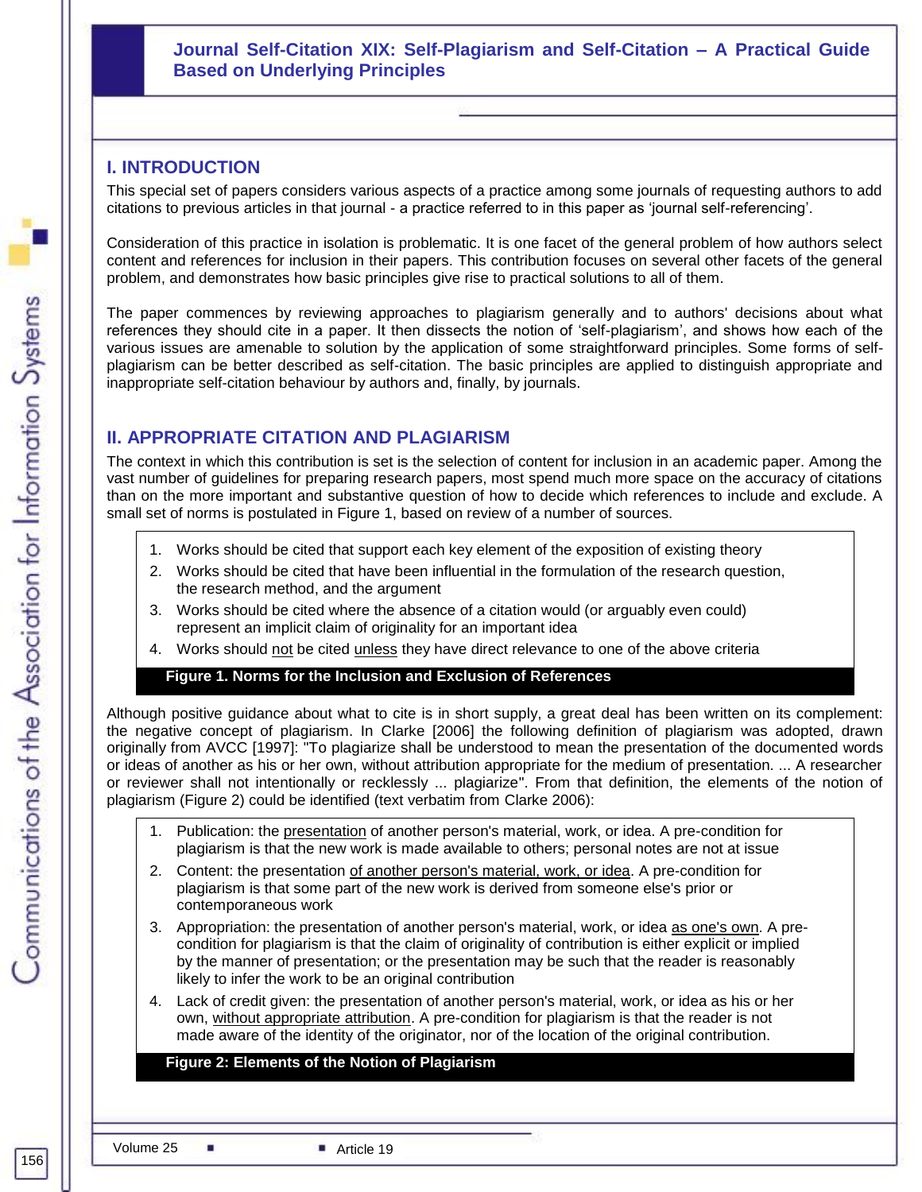## I. INTRODUCTION

This special set of papers considers various aspects of a practice among some journals of requesting authors to add citations to previous articles in that journal - a practice referred to in this paper as 'journal self-referencing'.

Consideration of this practice in isolation is problematic. It is one facet of the general problem of how authors select content and references for inclusion in their papers. This contribution focuses on several other facets of the general problem, and demonstrates how basic principles give rise to practical solutions to all of them.

The paper commences by reviewing approaches to plagiarism generally and to authors' decisions about what references they should cite in a paper. It then dissects the notion of 'self-plagiarism', and shows how each of the various issues are amenable to solution by the application of some straightforward principles. Some forms of self-plagiarism can be better described as self-citation. The basic principles are applied to distinguish appropriate and inappropriate self-citation behaviour by authors and, finally, by journals.

## II. APPROPRIATE CITATION AND PLAGIARISM

The context in which this contribution is set is the selection of content for inclusion in an academic paper. Among the vast number of guidelines for preparing research papers, most spend much more space on the accuracy of citations than on the more important and substantive question of how to decide which references to include and exclude. A small set of norms is postulated in Figure 1, based on review of a number of sources.

1. Works should be cited that support each key element of the exposition of existing theory
2. Works should be cited that have been influential in the formulation of the research question, the research method, and the argument
3. Works should be cited where the absence of a citation would (or arguably even could) represent an implicit claim of originality for an important idea
4. Works should <u>not</u> be cited <u>unless</u> they have direct relevance to one of the above criteria

**Figure 1. Norms for the Inclusion and Exclusion of References**

Although positive guidance about what to cite is in short supply, a great deal has been written on its complement: the negative concept of plagiarism. In Clarke [2006] the following definition of plagiarism was adopted, drawn originally from AVCC [1997]: "To plagiarize shall be understood to mean the presentation of the documented words or ideas of another as his or her own, without attribution appropriate for the medium of presentation. ... A researcher or reviewer shall not intentionally or recklessly ... plagiarize". From that definition, the elements of the notion of plagiarism (Figure 2) could be identified (text verbatim from Clarke 2006):

1. Publication: the <u>presentation</u> of another person's material, work, or idea. A pre-condition for plagiarism is that the new work is made available to others; personal notes are not at issue
2. Content: the presentation <u>of another person's material, work, or idea</u>. A pre-condition for plagiarism is that some part of the new work is derived from someone else's prior or contemporaneous work
3. Appropriation: the presentation of another person's material, work, or idea <u>as one's own</u>. A pre-condition for plagiarism is that the claim of originality of contribution is either explicit or implied by the manner of presentation; or the presentation may be such that the reader is reasonably likely to infer the work to be an original contribution
4. Lack of credit given: the presentation of another person's material, work, or idea as his or her own, <u>without appropriate attribution</u>. A pre-condition for plagiarism is that the reader is not made aware of the identity of the originator, nor of the location of the original contribution.

**Figure 2: Elements of the Notion of Plagiarism**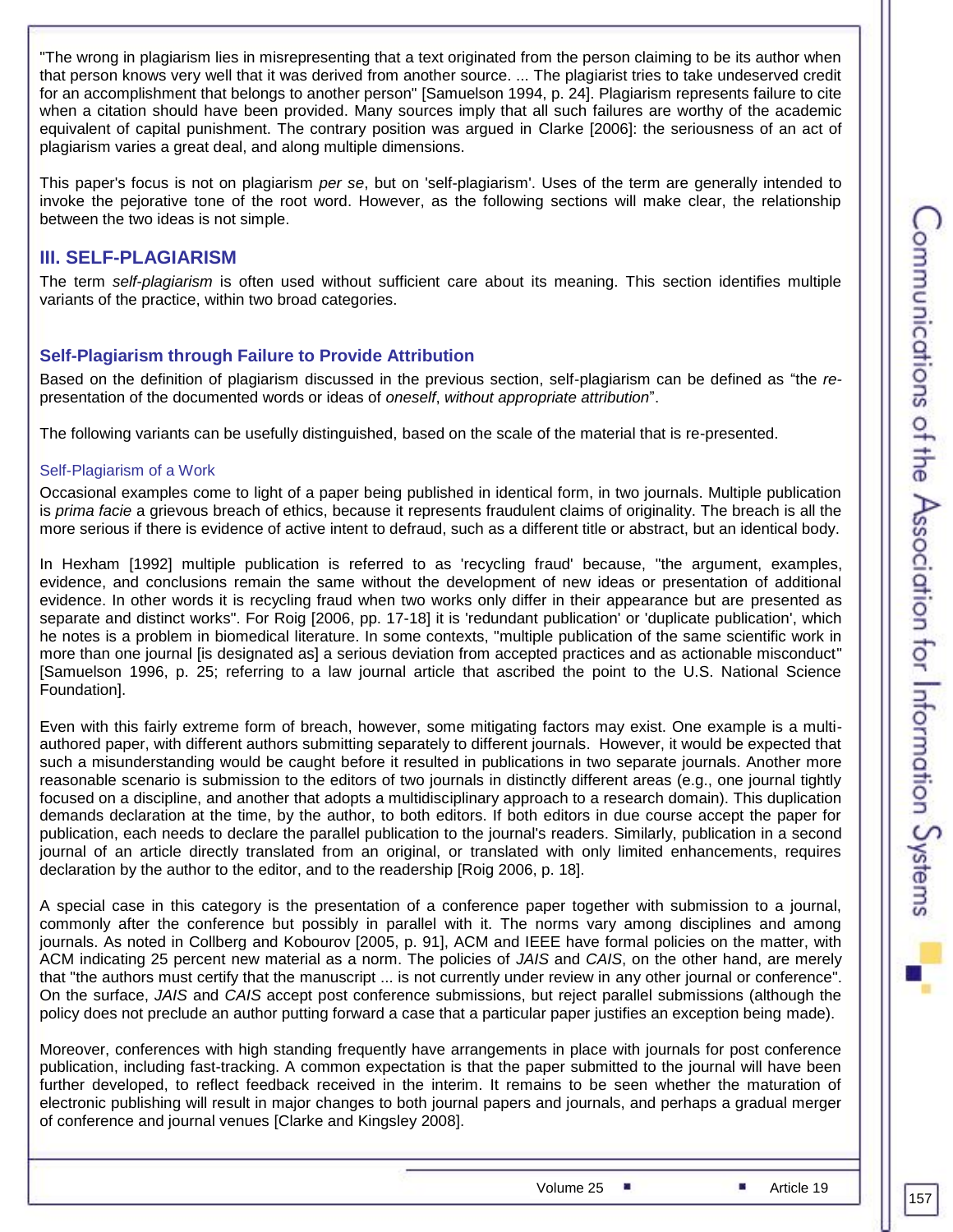"The wrong in plagiarism lies in misrepresenting that a text originated from the person claiming to be its author when that person knows very well that it was derived from another source. ... The plagiarist tries to take undeserved credit for an accomplishment that belongs to another person" [Samuelson 1994, p. 24]. Plagiarism represents failure to cite when a citation should have been provided. Many sources imply that all such failures are worthy of the academic equivalent of capital punishment. The contrary position was argued in Clarke [2006]: the seriousness of an act of plagiarism varies a great deal, and along multiple dimensions.

This paper's focus is not on plagiarism *per se*, but on 'self-plagiarism'. Uses of the term are generally intended to invoke the pejorative tone of the root word. However, as the following sections will make clear, the relationship between the two ideas is not simple.

## III. SELF-PLAGIARISM

The term *self-plagiarism* is often used without sufficient care about its meaning. This section identifies multiple variants of the practice, within two broad categories.

### Self-Plagiarism through Failure to Provide Attribution

Based on the definition of plagiarism discussed in the previous section, self-plagiarism can be defined as "the *re*-presentation of the documented words or ideas of *oneself*, *without appropriate attribution*".

The following variants can be usefully distinguished, based on the scale of the material that is re-presented.

#### Self-Plagiarism of a Work

Occasional examples come to light of a paper being published in identical form, in two journals. Multiple publication is *prima facie* a grievous breach of ethics, because it represents fraudulent claims of originality. The breach is all the more serious if there is evidence of active intent to defraud, such as a different title or abstract, but an identical body.

In Hexham [1992] multiple publication is referred to as 'recycling fraud' because, "the argument, examples, evidence, and conclusions remain the same without the development of new ideas or presentation of additional evidence. In other words it is recycling fraud when two works only differ in their appearance but are presented as separate and distinct works". For Roig [2006, pp. 17-18] it is 'redundant publication' or 'duplicate publication', which he notes is a problem in biomedical literature. In some contexts, "multiple publication of the same scientific work in more than one journal [is designated as] a serious deviation from accepted practices and as actionable misconduct" [Samuelson 1996, p. 25; referring to a law journal article that ascribed the point to the U.S. National Science Foundation].

Even with this fairly extreme form of breach, however, some mitigating factors may exist. One example is a multi-authored paper, with different authors submitting separately to different journals. However, it would be expected that such a misunderstanding would be caught before it resulted in publications in two separate journals. Another more reasonable scenario is submission to the editors of two journals in distinctly different areas (e.g., one journal tightly focused on a discipline, and another that adopts a multidisciplinary approach to a research domain). This duplication demands declaration at the time, by the author, to both editors. If both editors in due course accept the paper for publication, each needs to declare the parallel publication to the journal's readers. Similarly, publication in a second journal of an article directly translated from an original, or translated with only limited enhancements, requires declaration by the author to the editor, and to the readership [Roig 2006, p. 18].

A special case in this category is the presentation of a conference paper together with submission to a journal, commonly after the conference but possibly in parallel with it. The norms vary among disciplines and among journals. As noted in Collberg and Kobourov [2005, p. 91], ACM and IEEE have formal policies on the matter, with ACM indicating 25 percent new material as a norm. The policies of *JAIS* and *CAIS*, on the other hand, are merely that "the authors must certify that the manuscript ... is not currently under review in any other journal or conference". On the surface, *JAIS* and *CAIS* accept post conference submissions, but reject parallel submissions (although the policy does not preclude an author putting forward a case that a particular paper justifies an exception being made).

Moreover, conferences with high standing frequently have arrangements in place with journals for post conference publication, including fast-tracking. A common expectation is that the paper submitted to the journal will have been further developed, to reflect feedback received in the interim. It remains to be seen whether the maturation of electronic publishing will result in major changes to both journal papers and journals, and perhaps a gradual merger of conference and journal venues [Clarke and Kingsley 2008].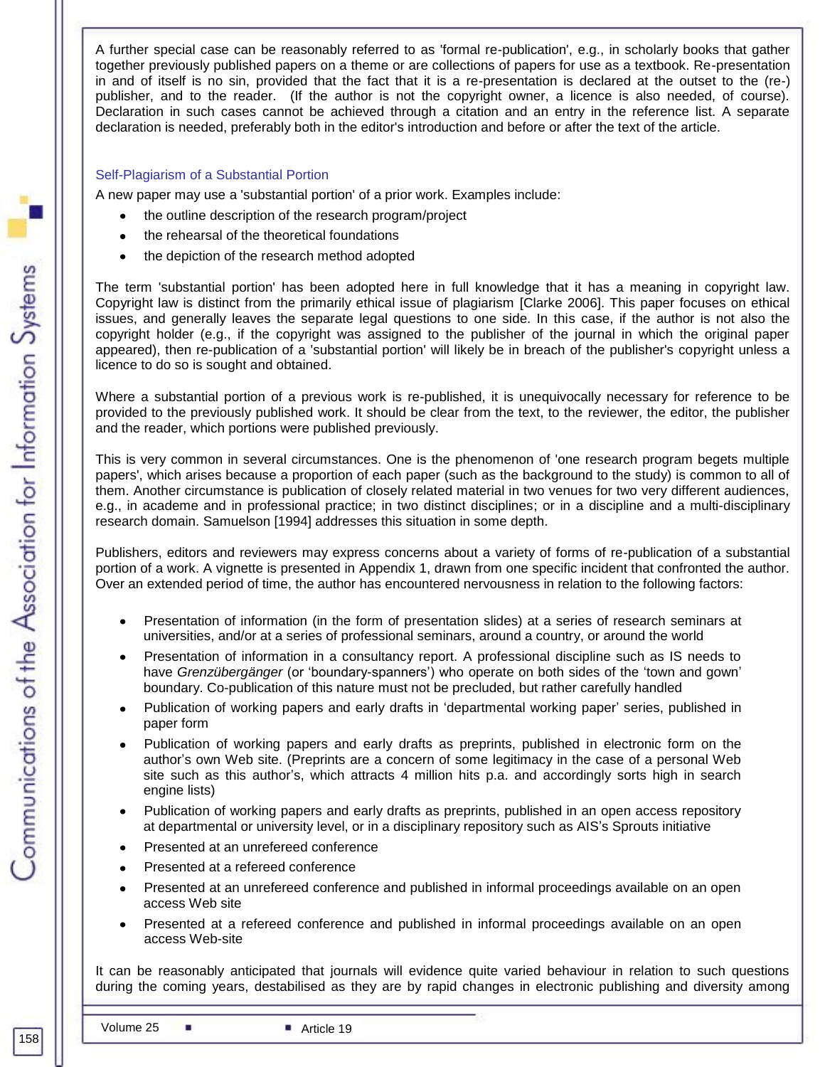A further special case can be reasonably referred to as 'formal re-publication', e.g., in scholarly books that gather together previously published papers on a theme or are collections of papers for use as a textbook. Re-presentation in and of itself is no sin, provided that the fact that it is a re-presentation is declared at the outset to the (re-) publisher, and to the reader. (If the author is not the copyright owner, a licence is also needed, of course). Declaration in such cases cannot be achieved through a citation and an entry in the reference list. A separate declaration is needed, preferably both in the editor's introduction and before or after the text of the article.

### Self-Plagiarism of a Substantial Portion

A new paper may use a 'substantial portion' of a prior work. Examples include:

- the outline description of the research program/project
- the rehearsal of the theoretical foundations
- the depiction of the research method adopted

The term 'substantial portion' has been adopted here in full knowledge that it has a meaning in copyright law. Copyright law is distinct from the primarily ethical issue of plagiarism [Clarke 2006]. This paper focuses on ethical issues, and generally leaves the separate legal questions to one side. In this case, if the author is not also the copyright holder (e.g., if the copyright was assigned to the publisher of the journal in which the original paper appeared), then re-publication of a 'substantial portion' will likely be in breach of the publisher's copyright unless a licence to do so is sought and obtained.

Where a substantial portion of a previous work is re-published, it is unequivocally necessary for reference to be provided to the previously published work. It should be clear from the text, to the reviewer, the editor, the publisher and the reader, which portions were published previously.

This is very common in several circumstances. One is the phenomenon of 'one research program begets multiple papers', which arises because a proportion of each paper (such as the background to the study) is common to all of them. Another circumstance is publication of closely related material in two venues for two very different audiences, e.g., in academe and in professional practice; in two distinct disciplines; or in a discipline and a multi-disciplinary research domain. Samuelson [1994] addresses this situation in some depth.

Publishers, editors and reviewers may express concerns about a variety of forms of re-publication of a substantial portion of a work. A vignette is presented in Appendix 1, drawn from one specific incident that confronted the author. Over an extended period of time, the author has encountered nervousness in relation to the following factors:

- Presentation of information (in the form of presentation slides) at a series of research seminars at universities, and/or at a series of professional seminars, around a country, or around the world
- Presentation of information in a consultancy report. A professional discipline such as IS needs to have *Grenzübergänger* (or 'boundary-spanners') who operate on both sides of the 'town and gown' boundary. Co-publication of this nature must not be precluded, but rather carefully handled
- Publication of working papers and early drafts in 'departmental working paper' series, published in paper form
- Publication of working papers and early drafts as preprints, published in electronic form on the author's own Web site. (Preprints are a concern of some legitimacy in the case of a personal Web site such as this author's, which attracts 4 million hits p.a. and accordingly sorts high in search engine lists)
- Publication of working papers and early drafts as preprints, published in an open access repository at departmental or university level, or in a disciplinary repository such as AIS's Sprouts initiative
- Presented at an unrefereed conference
- Presented at a refereed conference
- Presented at an unrefereed conference and published in informal proceedings available on an open access Web site
- Presented at a refereed conference and published in informal proceedings available on an open access Web-site

It can be reasonably anticipated that journals will evidence quite varied behaviour in relation to such questions during the coming years, destabilised as they are by rapid changes in electronic publishing and diversity among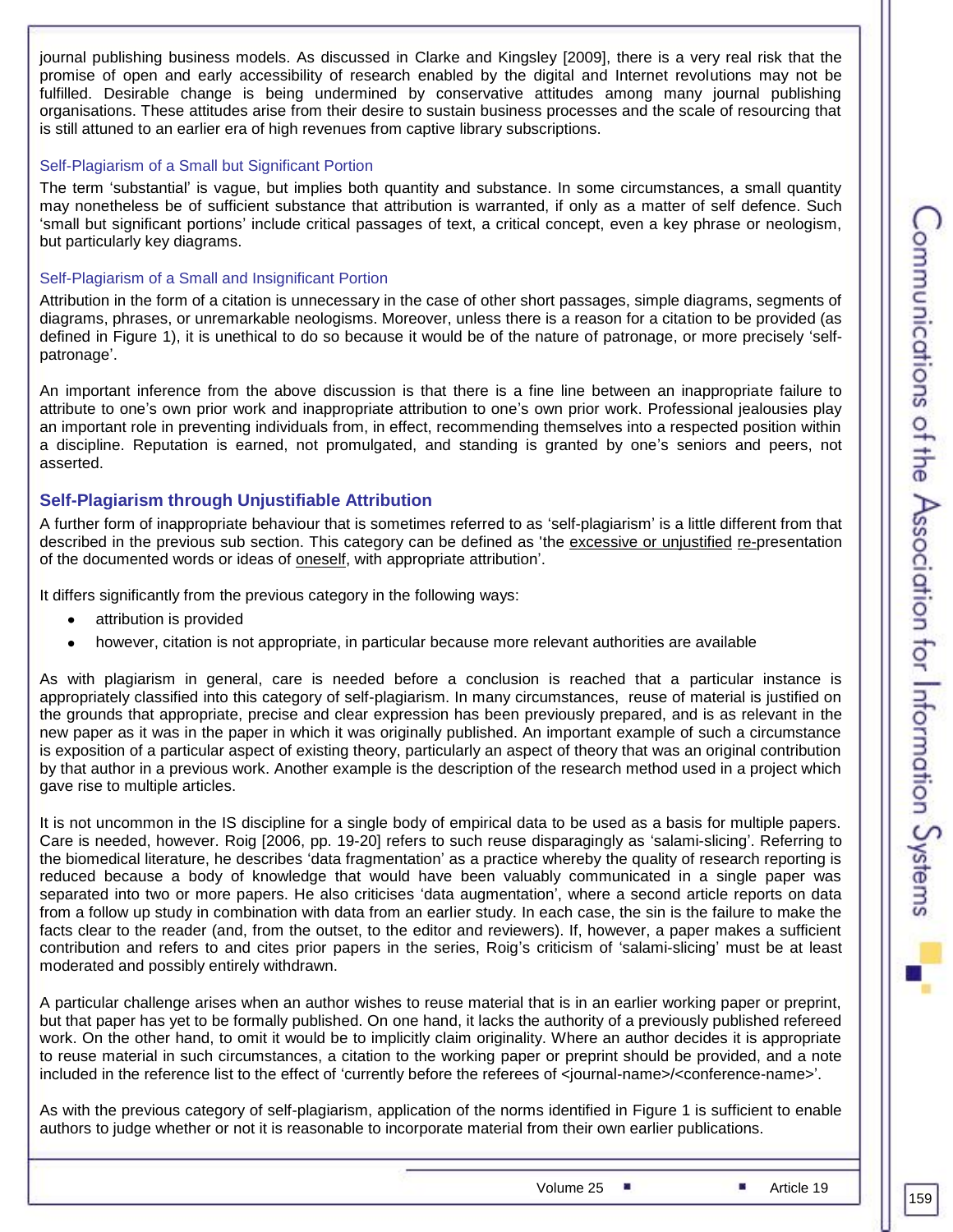journal publishing business models. As discussed in Clarke and Kingsley [2009], there is a very real risk that the promise of open and early accessibility of research enabled by the digital and Internet revolutions may not be fulfilled. Desirable change is being undermined by conservative attitudes among many journal publishing organisations. These attitudes arise from their desire to sustain business processes and the scale of resourcing that is still attuned to an earlier era of high revenues from captive library subscriptions.

### Self-Plagiarism of a Small but Significant Portion

The term 'substantial' is vague, but implies both quantity and substance. In some circumstances, a small quantity may nonetheless be of sufficient substance that attribution is warranted, if only as a matter of self defence. Such 'small but significant portions' include critical passages of text, a critical concept, even a key phrase or neologism, but particularly key diagrams.

### Self-Plagiarism of a Small and Insignificant Portion

Attribution in the form of a citation is unnecessary in the case of other short passages, simple diagrams, segments of diagrams, phrases, or unremarkable neologisms. Moreover, unless there is a reason for a citation to be provided (as defined in Figure 1), it is unethical to do so because it would be of the nature of patronage, or more precisely 'self-patronage'.

An important inference from the above discussion is that there is a fine line between an inappropriate failure to attribute to one's own prior work and inappropriate attribution to one's own prior work. Professional jealousies play an important role in preventing individuals from, in effect, recommending themselves into a respected position within a discipline. Reputation is earned, not promulgated, and standing is granted by one's seniors and peers, not asserted.

## Self-Plagiarism through Unjustifiable Attribution

A further form of inappropriate behaviour that is sometimes referred to as 'self-plagiarism' is a little different from that described in the previous sub section. This category can be defined as 'the excessive or unjustified re-presentation of the documented words or ideas of oneself, with appropriate attribution'.

It differs significantly from the previous category in the following ways:

- attribution is provided
- however, citation is not appropriate, in particular because more relevant authorities are available

As with plagiarism in general, care is needed before a conclusion is reached that a particular instance is appropriately classified into this category of self-plagiarism. In many circumstances, reuse of material is justified on the grounds that appropriate, precise and clear expression has been previously prepared, and is as relevant in the new paper as it was in the paper in which it was originally published. An important example of such a circumstance is exposition of a particular aspect of existing theory, particularly an aspect of theory that was an original contribution by that author in a previous work. Another example is the description of the research method used in a project which gave rise to multiple articles.

It is not uncommon in the IS discipline for a single body of empirical data to be used as a basis for multiple papers. Care is needed, however. Roig [2006, pp. 19-20] refers to such reuse disparagingly as 'salami-slicing'. Referring to the biomedical literature, he describes 'data fragmentation' as a practice whereby the quality of research reporting is reduced because a body of knowledge that would have been valuably communicated in a single paper was separated into two or more papers. He also criticises 'data augmentation', where a second article reports on data from a follow up study in combination with data from an earlier study. In each case, the sin is the failure to make the facts clear to the reader (and, from the outset, to the editor and reviewers). If, however, a paper makes a sufficient contribution and refers to and cites prior papers in the series, Roig's criticism of 'salami-slicing' must be at least moderated and possibly entirely withdrawn.

A particular challenge arises when an author wishes to reuse material that is in an earlier working paper or preprint, but that paper has yet to be formally published. On one hand, it lacks the authority of a previously published refereed work. On the other hand, to omit it would be to implicitly claim originality. Where an author decides it is appropriate to reuse material in such circumstances, a citation to the working paper or preprint should be provided, and a note included in the reference list to the effect of 'currently before the referees of <journal-name>/<conference-name>'.

As with the previous category of self-plagiarism, application of the norms identified in Figure 1 is sufficient to enable authors to judge whether or not it is reasonable to incorporate material from their own earlier publications.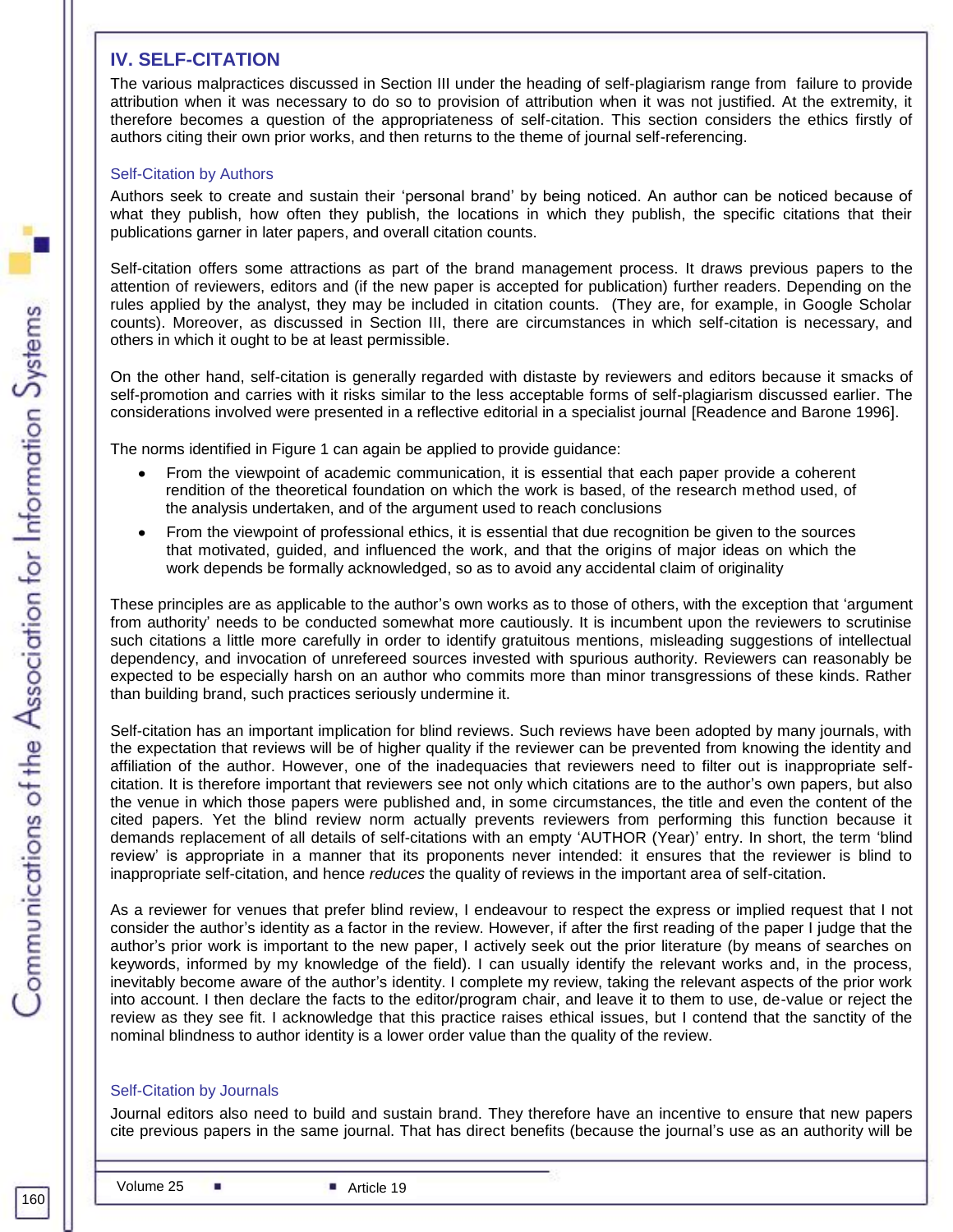## IV. SELF-CITATION

The various malpractices discussed in Section III under the heading of self-plagiarism range from failure to provide attribution when it was necessary to do so to provision of attribution when it was not justified. At the extremity, it therefore becomes a question of the appropriateness of self-citation. This section considers the ethics firstly of authors citing their own prior works, and then returns to the theme of journal self-referencing.

### Self-Citation by Authors

Authors seek to create and sustain their 'personal brand' by being noticed. An author can be noticed because of what they publish, how often they publish, the locations in which they publish, the specific citations that their publications garner in later papers, and overall citation counts.

Self-citation offers some attractions as part of the brand management process. It draws previous papers to the attention of reviewers, editors and (if the new paper is accepted for publication) further readers. Depending on the rules applied by the analyst, they may be included in citation counts. (They are, for example, in Google Scholar counts). Moreover, as discussed in Section III, there are circumstances in which self-citation is necessary, and others in which it ought to be at least permissible.

On the other hand, self-citation is generally regarded with distaste by reviewers and editors because it smacks of self-promotion and carries with it risks similar to the less acceptable forms of self-plagiarism discussed earlier. The considerations involved were presented in a reflective editorial in a specialist journal [Readence and Barone 1996].

The norms identified in Figure 1 can again be applied to provide guidance:

- From the viewpoint of academic communication, it is essential that each paper provide a coherent rendition of the theoretical foundation on which the work is based, of the research method used, of the analysis undertaken, and of the argument used to reach conclusions
- From the viewpoint of professional ethics, it is essential that due recognition be given to the sources that motivated, guided, and influenced the work, and that the origins of major ideas on which the work depends be formally acknowledged, so as to avoid any accidental claim of originality

These principles are as applicable to the author's own works as to those of others, with the exception that 'argument from authority' needs to be conducted somewhat more cautiously. It is incumbent upon the reviewers to scrutinise such citations a little more carefully in order to identify gratuitous mentions, misleading suggestions of intellectual dependency, and invocation of unrefereed sources invested with spurious authority. Reviewers can reasonably be expected to be especially harsh on an author who commits more than minor transgressions of these kinds. Rather than building brand, such practices seriously undermine it.

Self-citation has an important implication for blind reviews. Such reviews have been adopted by many journals, with the expectation that reviews will be of higher quality if the reviewer can be prevented from knowing the identity and affiliation of the author. However, one of the inadequacies that reviewers need to filter out is inappropriate self-citation. It is therefore important that reviewers see not only which citations are to the author's own papers, but also the venue in which those papers were published and, in some circumstances, the title and even the content of the cited papers. Yet the blind review norm actually prevents reviewers from performing this function because it demands replacement of all details of self-citations with an empty 'AUTHOR (Year)' entry. In short, the term 'blind review' is appropriate in a manner that its proponents never intended: it ensures that the reviewer is blind to inappropriate self-citation, and hence *reduces* the quality of reviews in the important area of self-citation.

As a reviewer for venues that prefer blind review, I endeavour to respect the express or implied request that I not consider the author's identity as a factor in the review. However, if after the first reading of the paper I judge that the author's prior work is important to the new paper, I actively seek out the prior literature (by means of searches on keywords, informed by my knowledge of the field). I can usually identify the relevant works and, in the process, inevitably become aware of the author's identity. I complete my review, taking the relevant aspects of the prior work into account. I then declare the facts to the editor/program chair, and leave it to them to use, de-value or reject the review as they see fit. I acknowledge that this practice raises ethical issues, but I contend that the sanctity of the nominal blindness to author identity is a lower order value than the quality of the review.

### Self-Citation by Journals

Journal editors also need to build and sustain brand. They therefore have an incentive to ensure that new papers cite previous papers in the same journal. That has direct benefits (because the journal's use as an authority will be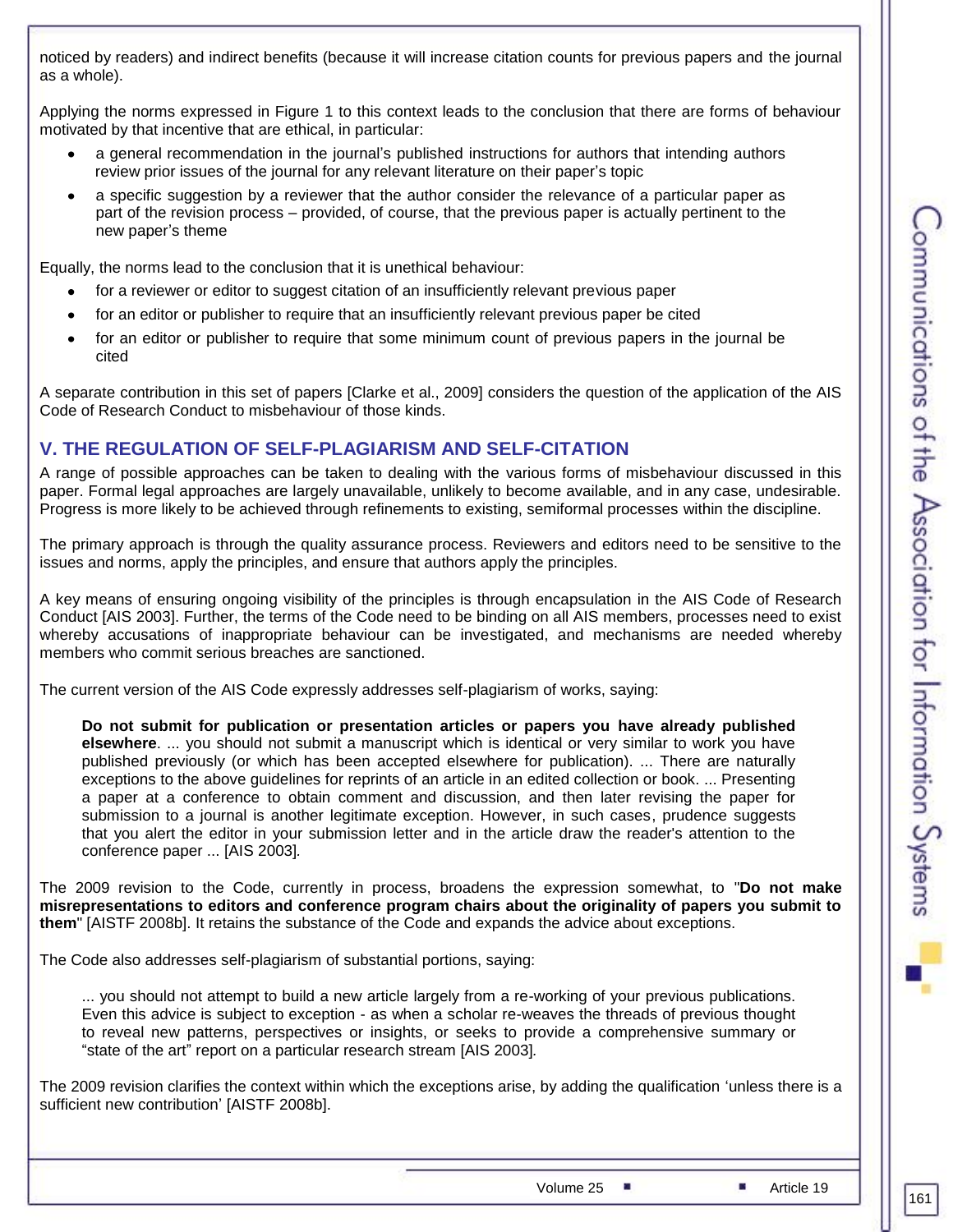noticed by readers) and indirect benefits (because it will increase citation counts for previous papers and the journal as a whole).

Applying the norms expressed in Figure 1 to this context leads to the conclusion that there are forms of behaviour motivated by that incentive that are ethical, in particular:

- a general recommendation in the journal's published instructions for authors that intending authors review prior issues of the journal for any relevant literature on their paper's topic
- a specific suggestion by a reviewer that the author consider the relevance of a particular paper as part of the revision process – provided, of course, that the previous paper is actually pertinent to the new paper's theme

Equally, the norms lead to the conclusion that it is unethical behaviour:

- for a reviewer or editor to suggest citation of an insufficiently relevant previous paper
- for an editor or publisher to require that an insufficiently relevant previous paper be cited
- for an editor or publisher to require that some minimum count of previous papers in the journal be cited

A separate contribution in this set of papers [Clarke et al., 2009] considers the question of the application of the AIS Code of Research Conduct to misbehaviour of those kinds.

## V. THE REGULATION OF SELF-PLAGIARISM AND SELF-CITATION

A range of possible approaches can be taken to dealing with the various forms of misbehaviour discussed in this paper. Formal legal approaches are largely unavailable, unlikely to become available, and in any case, undesirable. Progress is more likely to be achieved through refinements to existing, semiformal processes within the discipline.

The primary approach is through the quality assurance process. Reviewers and editors need to be sensitive to the issues and norms, apply the principles, and ensure that authors apply the principles.

A key means of ensuring ongoing visibility of the principles is through encapsulation in the AIS Code of Research Conduct [AIS 2003]. Further, the terms of the Code need to be binding on all AIS members, processes need to exist whereby accusations of inappropriate behaviour can be investigated, and mechanisms are needed whereby members who commit serious breaches are sanctioned.

The current version of the AIS Code expressly addresses self-plagiarism of works, saying:

> **Do not submit for publication or presentation articles or papers you have already published elsewhere**. ... you should not submit a manuscript which is identical or very similar to work you have published previously (or which has been accepted elsewhere for publication). ... There are naturally exceptions to the above guidelines for reprints of an article in an edited collection or book. ... Presenting a paper at a conference to obtain comment and discussion, and then later revising the paper for submission to a journal is another legitimate exception. However, in such cases, prudence suggests that you alert the editor in your submission letter and in the article draw the reader's attention to the conference paper ... [AIS 2003].

The 2009 revision to the Code, currently in process, broadens the expression somewhat, to "**Do not make misrepresentations to editors and conference program chairs about the originality of papers you submit to them**" [AISTF 2008b]. It retains the substance of the Code and expands the advice about exceptions.

The Code also addresses self-plagiarism of substantial portions, saying:

> ... you should not attempt to build a new article largely from a re-working of your previous publications. Even this advice is subject to exception - as when a scholar re-weaves the threads of previous thought to reveal new patterns, perspectives or insights, or seeks to provide a comprehensive summary or "state of the art" report on a particular research stream [AIS 2003].

The 2009 revision clarifies the context within which the exceptions arise, by adding the qualification 'unless there is a sufficient new contribution' [AISTF 2008b].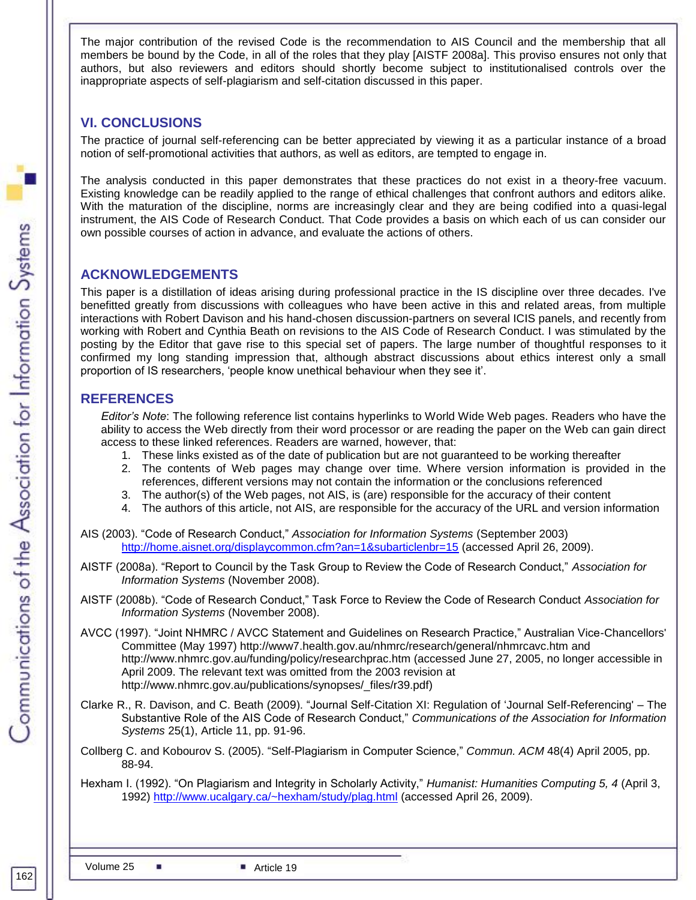The major contribution of the revised Code is the recommendation to AIS Council and the membership that all members be bound by the Code, in all of the roles that they play [AISTF 2008a]. This proviso ensures not only that authors, but also reviewers and editors should shortly become subject to institutionalised controls over the inappropriate aspects of self-plagiarism and self-citation discussed in this paper.

## VI. CONCLUSIONS

The practice of journal self-referencing can be better appreciated by viewing it as a particular instance of a broad notion of self-promotional activities that authors, as well as editors, are tempted to engage in.

The analysis conducted in this paper demonstrates that these practices do not exist in a theory-free vacuum. Existing knowledge can be readily applied to the range of ethical challenges that confront authors and editors alike. With the maturation of the discipline, norms are increasingly clear and they are being codified into a quasi-legal instrument, the AIS Code of Research Conduct. That Code provides a basis on which each of us can consider our own possible courses of action in advance, and evaluate the actions of others.

## ACKNOWLEDGEMENTS

This paper is a distillation of ideas arising during professional practice in the IS discipline over three decades. I've benefitted greatly from discussions with colleagues who have been active in this and related areas, from multiple interactions with Robert Davison and his hand-chosen discussion-partners on several ICIS panels, and recently from working with Robert and Cynthia Beath on revisions to the AIS Code of Research Conduct. I was stimulated by the posting by the Editor that gave rise to this special set of papers. The large number of thoughtful responses to it confirmed my long standing impression that, although abstract discussions about ethics interest only a small proportion of IS researchers, 'people know unethical behaviour when they see it'.

## REFERENCES

*Editor's Note*: The following reference list contains hyperlinks to World Wide Web pages. Readers who have the ability to access the Web directly from their word processor or are reading the paper on the Web can gain direct access to these linked references. Readers are warned, however, that:

1. These links existed as of the date of publication but are not guaranteed to be working thereafter
2. The contents of Web pages may change over time. Where version information is provided in the references, different versions may not contain the information or the conclusions referenced
3. The author(s) of the Web pages, not AIS, is (are) responsible for the accuracy of their content
4. The authors of this article, not AIS, are responsible for the accuracy of the URL and version information

AIS (2003). "Code of Research Conduct," *Association for Information Systems* (September 2003) http://home.aisnet.org/displaycommon.cfm?an=1&subarticlenbr=15 (accessed April 26, 2009).

AISTF (2008a). "Report to Council by the Task Group to Review the Code of Research Conduct," *Association for Information Systems* (November 2008).

AISTF (2008b). "Code of Research Conduct," Task Force to Review the Code of Research Conduct *Association for Information Systems* (November 2008).

AVCC (1997). "Joint NHMRC / AVCC Statement and Guidelines on Research Practice," Australian Vice-Chancellors' Committee (May 1997) http://www7.health.gov.au/nhmrc/research/general/nhmrcavc.htm and http://www.nhmrc.gov.au/funding/policy/researchprac.htm (accessed June 27, 2005, no longer accessible in April 2009. The relevant text was omitted from the 2003 revision at http://www.nhmrc.gov.au/publications/synopses/_files/r39.pdf)

Clarke R., R. Davison, and C. Beath (2009). "Journal Self-Citation XI: Regulation of 'Journal Self-Referencing' – The Substantive Role of the AIS Code of Research Conduct," *Communications of the Association for Information Systems* 25(1), Article 11, pp. 91-96.

Collberg C. and Kobourov S. (2005). "Self-Plagiarism in Computer Science," *Commun. ACM* 48(4) April 2005, pp. 88-94.

Hexham I. (1992). "On Plagiarism and Integrity in Scholarly Activity," *Humanist: Humanities Computing 5, 4* (April 3, 1992) http://www.ucalgary.ca/~hexham/study/plag.html (accessed April 26, 2009).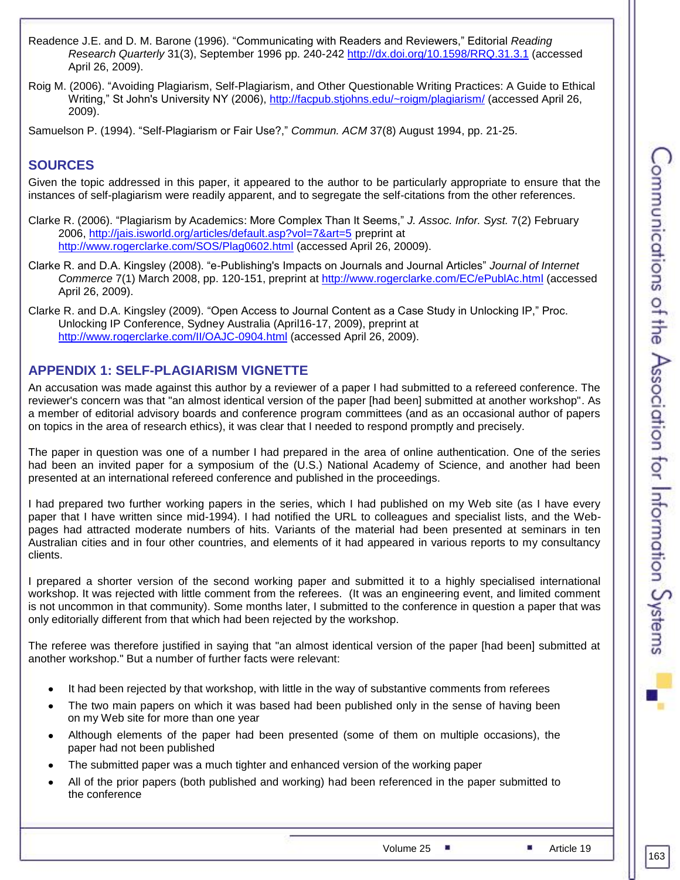Readence J.E. and D. M. Barone (1996). “Communicating with Readers and Reviewers,” Editorial *Reading Research Quarterly* 31(3), September 1996 pp. 240-242 http://dx.doi.org/10.1598/RRQ.31.3.1 (accessed April 26, 2009).

Roig M. (2006). “Avoiding Plagiarism, Self-Plagiarism, and Other Questionable Writing Practices: A Guide to Ethical Writing,” St John's University NY (2006), http://facpub.stjohns.edu/~roigm/plagiarism/ (accessed April 26, 2009).

Samuelson P. (1994). “Self-Plagiarism or Fair Use?,” *Commun. ACM* 37(8) August 1994, pp. 21-25.

## SOURCES

Given the topic addressed in this paper, it appeared to the author to be particularly appropriate to ensure that the instances of self-plagiarism were readily apparent, and to segregate the self-citations from the other references.

Clarke R. (2006). “Plagiarism by Academics: More Complex Than It Seems,” *J. Assoc. Infor. Syst.* 7(2) February 2006, http://jais.isworld.org/articles/default.asp?vol=7&art=5 preprint at http://www.rogerclarke.com/SOS/Plag0602.html (accessed April 26, 20009).

Clarke R. and D.A. Kingsley (2008). “e-Publishing's Impacts on Journals and Journal Articles” *Journal of Internet Commerce* 7(1) March 2008, pp. 120-151, preprint at http://www.rogerclarke.com/EC/ePublAc.html (accessed April 26, 2009).

Clarke R. and D.A. Kingsley (2009). “Open Access to Journal Content as a Case Study in Unlocking IP,” Proc. Unlocking IP Conference, Sydney Australia (April16-17, 2009), preprint at http://www.rogerclarke.com/II/OAJC-0904.html (accessed April 26, 2009).

## APPENDIX 1: SELF-PLAGIARISM VIGNETTE

An accusation was made against this author by a reviewer of a paper I had submitted to a refereed conference. The reviewer's concern was that "an almost identical version of the paper [had been] submitted at another workshop". As a member of editorial advisory boards and conference program committees (and as an occasional author of papers on topics in the area of research ethics), it was clear that I needed to respond promptly and precisely.

The paper in question was one of a number I had prepared in the area of online authentication. One of the series had been an invited paper for a symposium of the (U.S.) National Academy of Science, and another had been presented at an international refereed conference and published in the proceedings.

I had prepared two further working papers in the series, which I had published on my Web site (as I have every paper that I have written since mid-1994). I had notified the URL to colleagues and specialist lists, and the Web-pages had attracted moderate numbers of hits. Variants of the material had been presented at seminars in ten Australian cities and in four other countries, and elements of it had appeared in various reports to my consultancy clients.

I prepared a shorter version of the second working paper and submitted it to a highly specialised international workshop. It was rejected with little comment from the referees. (It was an engineering event, and limited comment is not uncommon in that community). Some months later, I submitted to the conference in question a paper that was only editorially different from that which had been rejected by the workshop.

The referee was therefore justified in saying that "an almost identical version of the paper [had been] submitted at another workshop." But a number of further facts were relevant:

- It had been rejected by that workshop, with little in the way of substantive comments from referees
- The two main papers on which it was based had been published only in the sense of having been on my Web site for more than one year
- Although elements of the paper had been presented (some of them on multiple occasions), the paper had not been published
- The submitted paper was a much tighter and enhanced version of the working paper
- All of the prior papers (both published and working) had been referenced in the paper submitted to the conference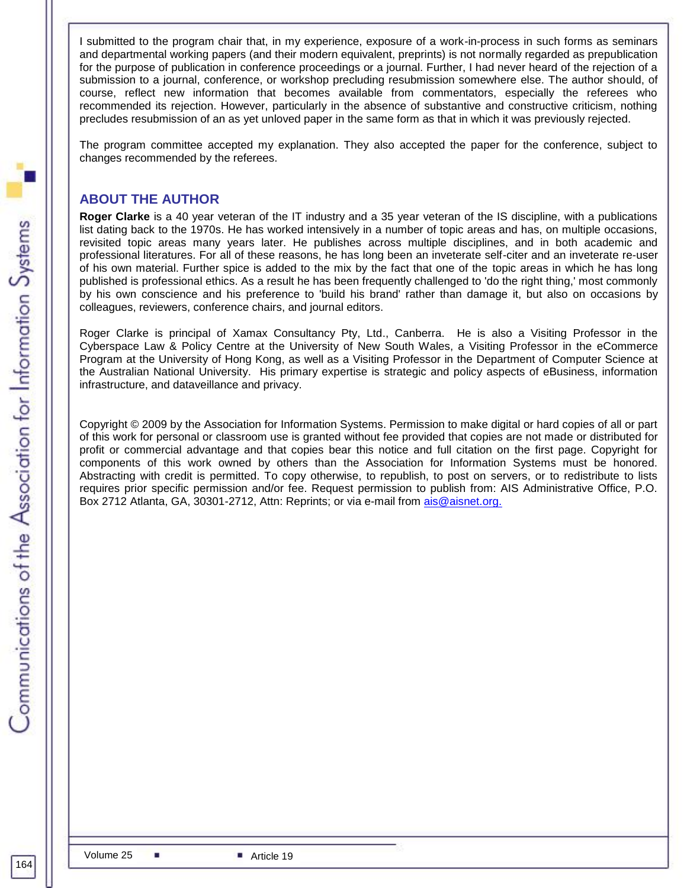I submitted to the program chair that, in my experience, exposure of a work-in-process in such forms as seminars and departmental working papers (and their modern equivalent, preprints) is not normally regarded as prepublication for the purpose of publication in conference proceedings or a journal. Further, I had never heard of the rejection of a submission to a journal, conference, or workshop precluding resubmission somewhere else. The author should, of course, reflect new information that becomes available from commentators, especially the referees who recommended its rejection. However, particularly in the absence of substantive and constructive criticism, nothing precludes resubmission of an as yet unloved paper in the same form as that in which it was previously rejected.

The program committee accepted my explanation. They also accepted the paper for the conference, subject to changes recommended by the referees.

## ABOUT THE AUTHOR

**Roger Clarke** is a 40 year veteran of the IT industry and a 35 year veteran of the IS discipline, with a publications list dating back to the 1970s. He has worked intensively in a number of topic areas and has, on multiple occasions, revisited topic areas many years later. He publishes across multiple disciplines, and in both academic and professional literatures. For all of these reasons, he has long been an inveterate self-citer and an inveterate re-user of his own material. Further spice is added to the mix by the fact that one of the topic areas in which he has long published is professional ethics. As a result he has been frequently challenged to 'do the right thing,' most commonly by his own conscience and his preference to 'build his brand' rather than damage it, but also on occasions by colleagues, reviewers, conference chairs, and journal editors.

Roger Clarke is principal of Xamax Consultancy Pty, Ltd., Canberra. He is also a Visiting Professor in the Cyberspace Law & Policy Centre at the University of New South Wales, a Visiting Professor in the eCommerce Program at the University of Hong Kong, as well as a Visiting Professor in the Department of Computer Science at the Australian National University. His primary expertise is strategic and policy aspects of eBusiness, information infrastructure, and dataveillance and privacy.

Copyright © 2009 by the Association for Information Systems. Permission to make digital or hard copies of all or part of this work for personal or classroom use is granted without fee provided that copies are not made or distributed for profit or commercial advantage and that copies bear this notice and full citation on the first page. Copyright for components of this work owned by others than the Association for Information Systems must be honored. Abstracting with credit is permitted. To copy otherwise, to republish, to post on servers, or to redistribute to lists requires prior specific permission and/or fee. Request permission to publish from: AIS Administrative Office, P.O. Box 2712 Atlanta, GA, 30301-2712, Attn: Reprints; or via e-mail from ais@aisnet.org.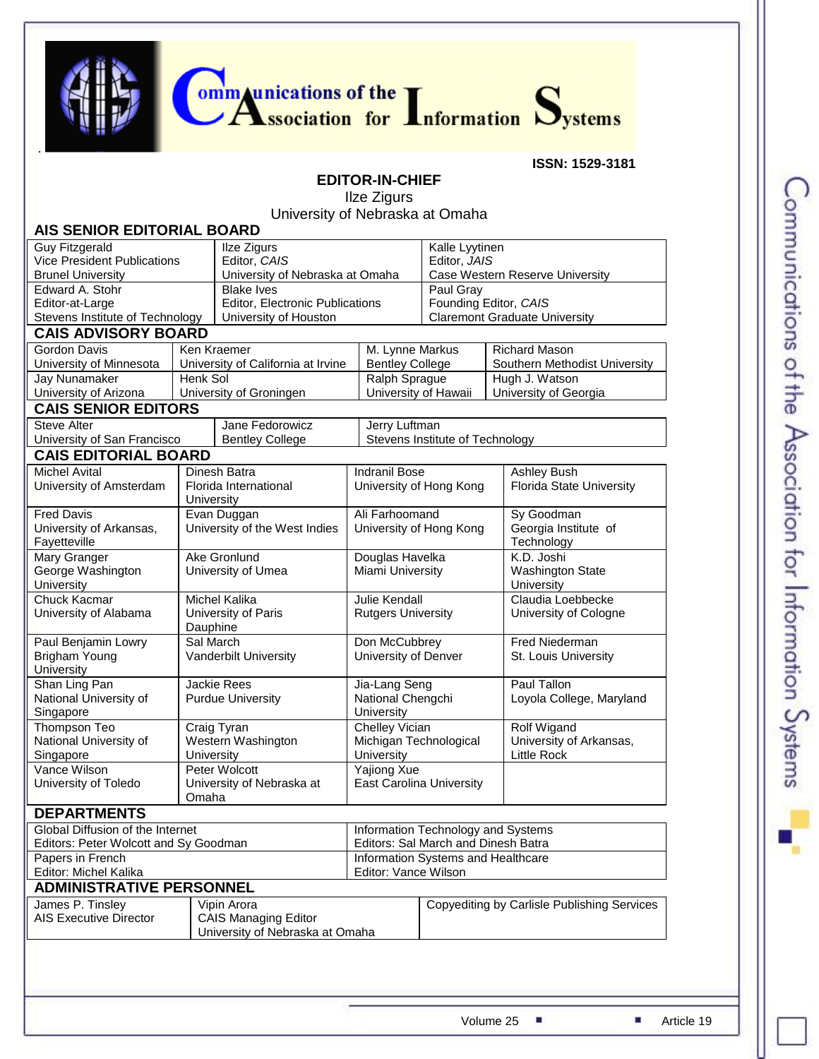# Communications of the Association for Information Systems

ISSN: 1529-3181

**EDITOR-IN-CHIEF**
Ilze Zigurs
University of Nebraska at Omaha

## AIS SENIOR EDITORIAL BOARD

| | | |
|---|---|---|
| Guy Fitzgerald<br>Vice President Publications<br>Brunel University | Ilze Zigurs<br>Editor, *CAIS*<br>University of Nebraska at Omaha | Kalle Lyytinen<br>Editor, *JAIS*<br>Case Western Reserve University |
| Edward A. Stohr<br>Editor-at-Large<br>Stevens Institute of Technology | Blake Ives<br>Editor, Electronic Publications<br>University of Houston | Paul Gray<br>Founding Editor, *CAIS*<br>Claremont Graduate University |

## CAIS ADVISORY BOARD

| | | | |
|---|---|---|---|
| Gordon Davis<br>University of Minnesota | Ken Kraemer<br>University of California at Irvine | M. Lynne Markus<br>Bentley College | Richard Mason<br>Southern Methodist University |
| Jay Nunamaker<br>University of Arizona | Henk Sol<br>University of Groningen | Ralph Sprague<br>University of Hawaii | Hugh J. Watson<br>University of Georgia |

## CAIS SENIOR EDITORS

| | | |
|---|---|---|
| Steve Alter<br>University of San Francisco | Jane Fedorowicz<br>Bentley College | Jerry Luftman<br>Stevens Institute of Technology |

## CAIS EDITORIAL BOARD

| | | | |
|---|---|---|---|
| Michel Avital<br>University of Amsterdam | Dinesh Batra<br>Florida International University | Indranil Bose<br>University of Hong Kong | Ashley Bush<br>Florida State University |
| Fred Davis<br>University of Arkansas, Fayetteville | Evan Duggan<br>University of the West Indies | Ali Farhoomand<br>University of Hong Kong | Sy Goodman<br>Georgia Institute of Technology |
| Mary Granger<br>George Washington University | Ake Gronlund<br>University of Umea | Douglas Havelka<br>Miami University | K.D. Joshi<br>Washington State University |
| Chuck Kacmar<br>University of Alabama | Michel Kalika<br>University of Paris Dauphine | Julie Kendall<br>Rutgers University | Claudia Loebbecke<br>University of Cologne |
| Paul Benjamin Lowry<br>Brigham Young University | Sal March<br>Vanderbilt University | Don McCubbrey<br>University of Denver | Fred Niederman<br>St. Louis University |
| Shan Ling Pan<br>National University of Singapore | Jackie Rees<br>Purdue University | Jia-Lang Seng<br>National Chengchi University | Paul Tallon<br>Loyola College, Maryland |
| Thompson Teo<br>National University of Singapore | Craig Tyran<br>Western Washington University | Chelley Vician<br>Michigan Technological University | Rolf Wigand<br>University of Arkansas, Little Rock |
| Vance Wilson<br>University of Toledo | Peter Wolcott<br>University of Nebraska at Omaha | Yajiong Xue<br>East Carolina University | |

## DEPARTMENTS

| | |
|---|---|
| Global Diffusion of the Internet<br>Editors: Peter Wolcott and Sy Goodman | Information Technology and Systems<br>Editors: Sal March and Dinesh Batra |
| Papers in French<br>Editor: Michel Kalika | Information Systems and Healthcare<br>Editor: Vance Wilson |

## ADMINISTRATIVE PERSONNEL

| | | |
|---|---|---|
| James P. Tinsley<br>AIS Executive Director | Vipin Arora<br>CAIS Managing Editor<br>University of Nebraska at Omaha | Copyediting by Carlisle Publishing Services |